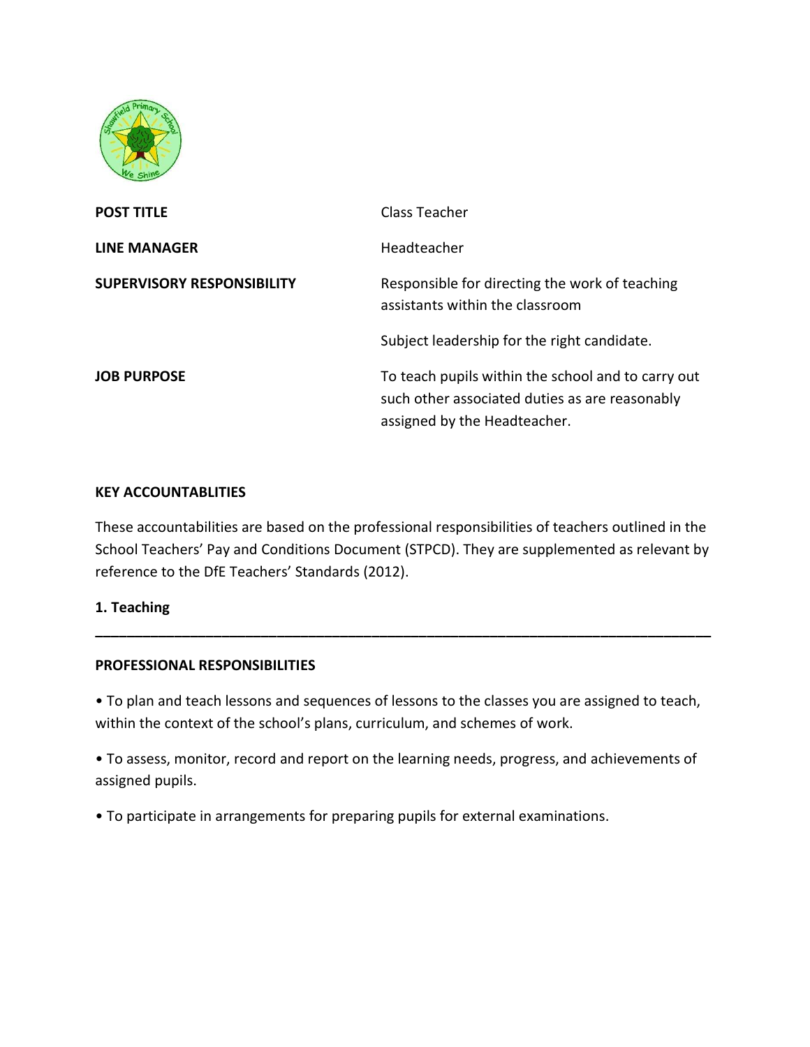| | |
|---|---|
| **POST TITLE** | Class Teacher |
| **LINE MANAGER** | Headteacher |
| **SUPERVISORY RESPONSIBILITY** | Responsible for directing the work of teaching assistants within the classroom<br><br>Subject leadership for the right candidate. |
| **JOB PURPOSE** | To teach pupils within the school and to carry out such other associated duties as are reasonably assigned by the Headteacher. |

**KEY ACCOUNTABLITIES**

These accountabilities are based on the professional responsibilities of teachers outlined in the School Teachers' Pay and Conditions Document (STPCD). They are supplemented as relevant by reference to the DfE Teachers' Standards (2012).

**1. Teaching**

---

**PROFESSIONAL RESPONSIBILITIES**

- To plan and teach lessons and sequences of lessons to the classes you are assigned to teach, within the context of the school's plans, curriculum, and schemes of work.
- To assess, monitor, record and report on the learning needs, progress, and achievements of assigned pupils.
- To participate in arrangements for preparing pupils for external examinations.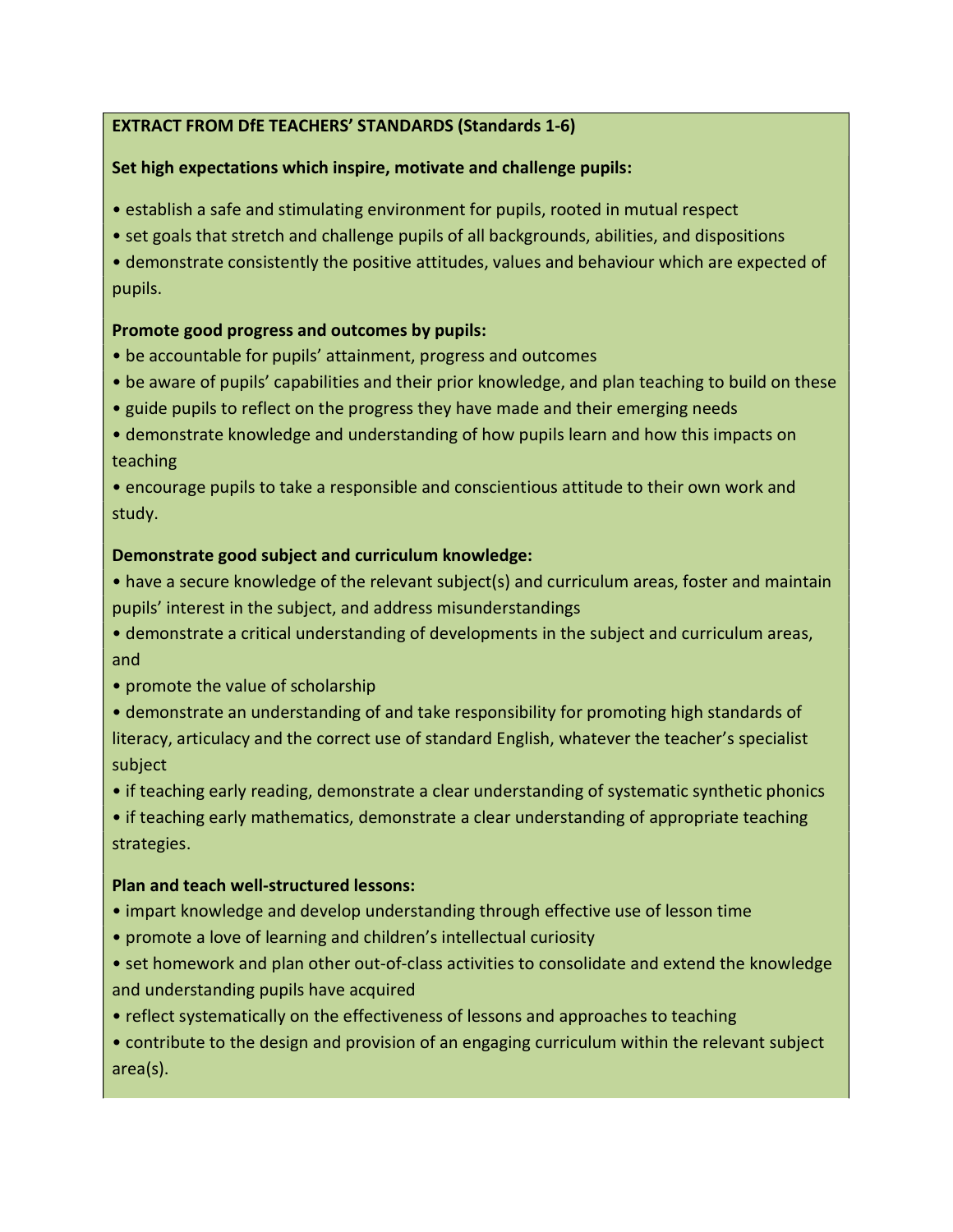**EXTRACT FROM DfE TEACHERS' STANDARDS (Standards 1-6)**

**Set high expectations which inspire, motivate and challenge pupils:**

- establish a safe and stimulating environment for pupils, rooted in mutual respect
- set goals that stretch and challenge pupils of all backgrounds, abilities, and dispositions
- demonstrate consistently the positive attitudes, values and behaviour which are expected of pupils.

**Promote good progress and outcomes by pupils:**

- be accountable for pupils' attainment, progress and outcomes
- be aware of pupils' capabilities and their prior knowledge, and plan teaching to build on these
- guide pupils to reflect on the progress they have made and their emerging needs
- demonstrate knowledge and understanding of how pupils learn and how this impacts on teaching
- encourage pupils to take a responsible and conscientious attitude to their own work and study.

**Demonstrate good subject and curriculum knowledge:**

- have a secure knowledge of the relevant subject(s) and curriculum areas, foster and maintain pupils' interest in the subject, and address misunderstandings
- demonstrate a critical understanding of developments in the subject and curriculum areas, and
- promote the value of scholarship
- demonstrate an understanding of and take responsibility for promoting high standards of literacy, articulacy and the correct use of standard English, whatever the teacher's specialist subject
- if teaching early reading, demonstrate a clear understanding of systematic synthetic phonics
- if teaching early mathematics, demonstrate a clear understanding of appropriate teaching strategies.

**Plan and teach well-structured lessons:**

- impart knowledge and develop understanding through effective use of lesson time
- promote a love of learning and children's intellectual curiosity
- set homework and plan other out-of-class activities to consolidate and extend the knowledge and understanding pupils have acquired
- reflect systematically on the effectiveness of lessons and approaches to teaching
- contribute to the design and provision of an engaging curriculum within the relevant subject area(s).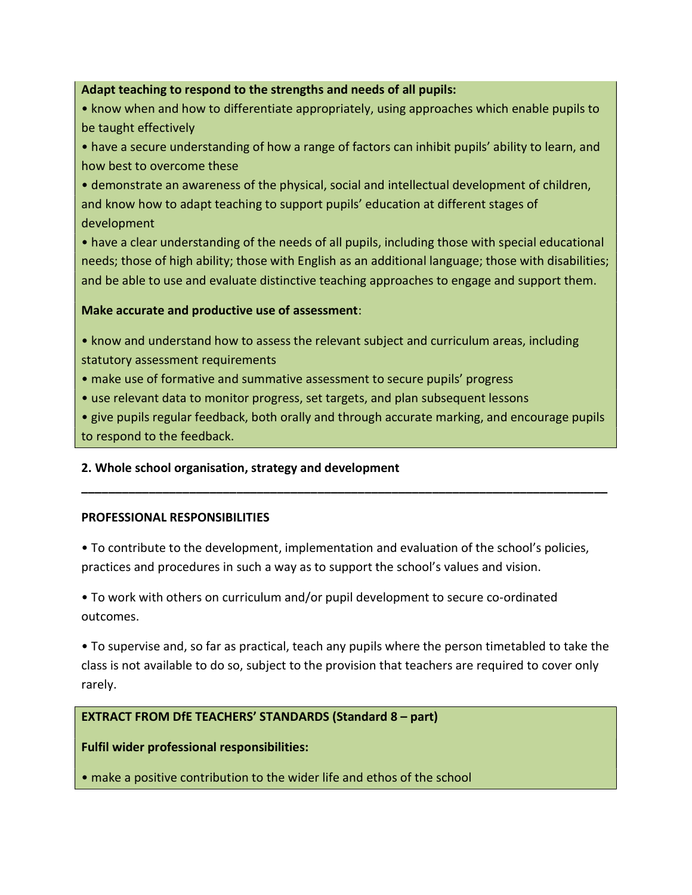**Adapt teaching to respond to the strengths and needs of all pupils:**

- know when and how to differentiate appropriately, using approaches which enable pupils to be taught effectively
- have a secure understanding of how a range of factors can inhibit pupils' ability to learn, and how best to overcome these
- demonstrate an awareness of the physical, social and intellectual development of children, and know how to adapt teaching to support pupils' education at different stages of development
- have a clear understanding of the needs of all pupils, including those with special educational needs; those of high ability; those with English as an additional language; those with disabilities; and be able to use and evaluate distinctive teaching approaches to engage and support them.

**Make accurate and productive use of assessment**:

- know and understand how to assess the relevant subject and curriculum areas, including statutory assessment requirements
- make use of formative and summative assessment to secure pupils' progress
- use relevant data to monitor progress, set targets, and plan subsequent lessons
- give pupils regular feedback, both orally and through accurate marking, and encourage pupils to respond to the feedback.

**2. Whole school organisation, strategy and development**

---

**PROFESSIONAL RESPONSIBILITIES**

- To contribute to the development, implementation and evaluation of the school's policies, practices and procedures in such a way as to support the school's values and vision.

- To work with others on curriculum and/or pupil development to secure co-ordinated outcomes.

- To supervise and, so far as practical, teach any pupils where the person timetabled to take the class is not available to do so, subject to the provision that teachers are required to cover only rarely.

**EXTRACT FROM DfE TEACHERS' STANDARDS (Standard 8 – part)**

**Fulfil wider professional responsibilities:**

- make a positive contribution to the wider life and ethos of the school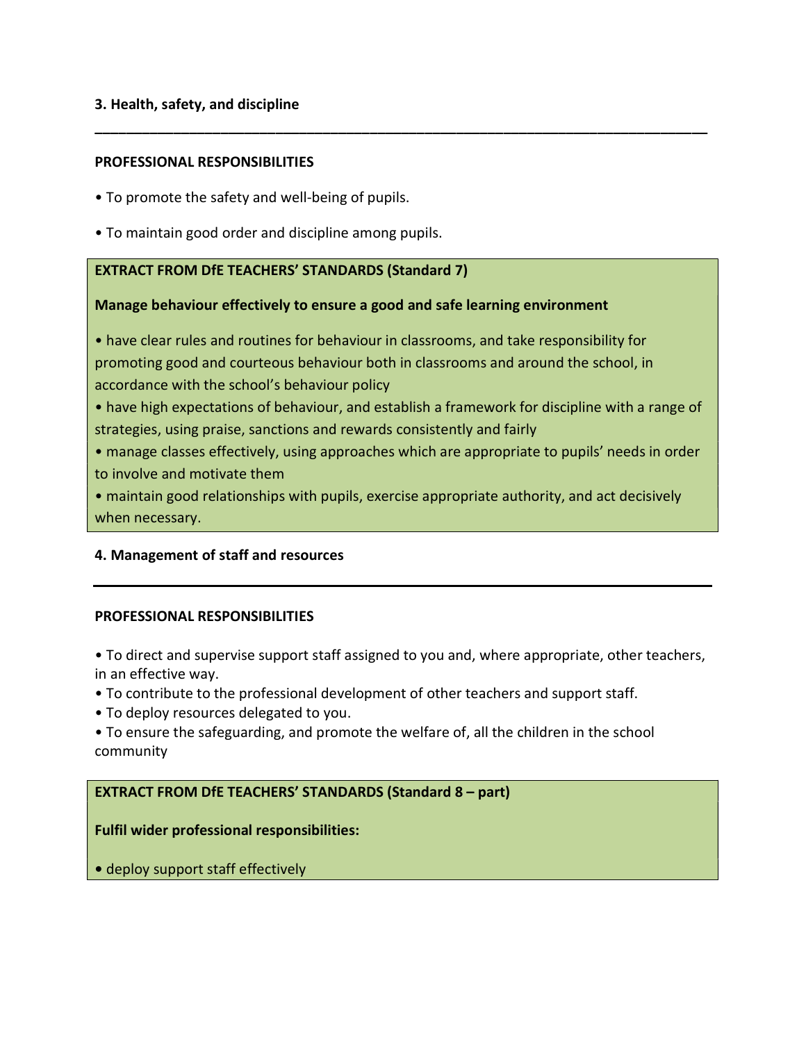### 3. Health, safety, and discipline

---

**PROFESSIONAL RESPONSIBILITIES**

- To promote the safety and well-being of pupils.
- To maintain good order and discipline among pupils.

**EXTRACT FROM DfE TEACHERS' STANDARDS (Standard 7)**

**Manage behaviour effectively to ensure a good and safe learning environment**

- have clear rules and routines for behaviour in classrooms, and take responsibility for promoting good and courteous behaviour both in classrooms and around the school, in accordance with the school's behaviour policy
- have high expectations of behaviour, and establish a framework for discipline with a range of strategies, using praise, sanctions and rewards consistently and fairly
- manage classes effectively, using approaches which are appropriate to pupils' needs in order to involve and motivate them
- maintain good relationships with pupils, exercise appropriate authority, and act decisively when necessary.

### 4. Management of staff and resources

---

**PROFESSIONAL RESPONSIBILITIES**

- To direct and supervise support staff assigned to you and, where appropriate, other teachers, in an effective way.
- To contribute to the professional development of other teachers and support staff.
- To deploy resources delegated to you.
- To ensure the safeguarding, and promote the welfare of, all the children in the school community

**EXTRACT FROM DfE TEACHERS' STANDARDS (Standard 8 – part)**

**Fulfil wider professional responsibilities:**

- deploy support staff effectively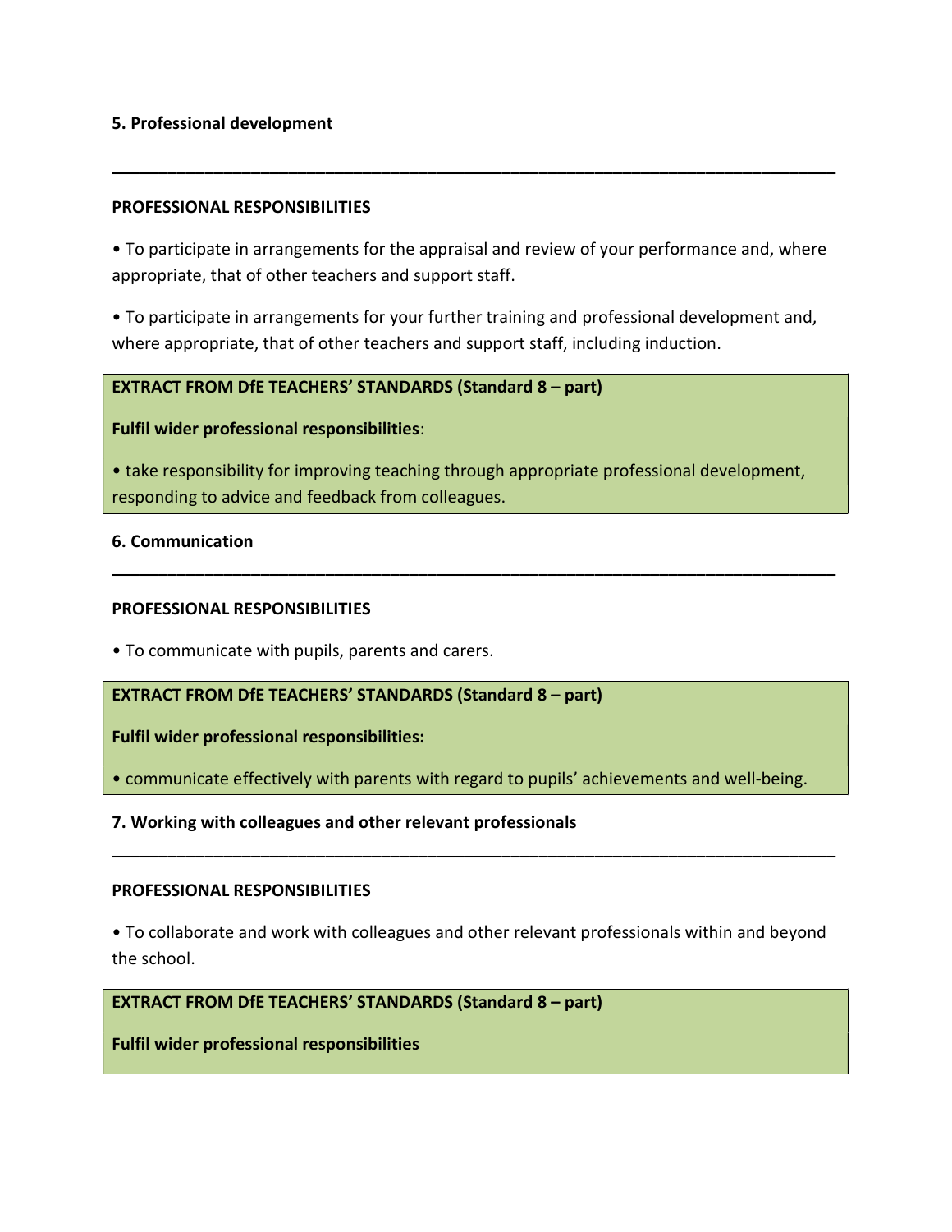**5. Professional development**

---

**PROFESSIONAL RESPONSIBILITIES**

- To participate in arrangements for the appraisal and review of your performance and, where appropriate, that of other teachers and support staff.

- To participate in arrangements for your further training and professional development and, where appropriate, that of other teachers and support staff, including induction.

> **EXTRACT FROM DfE TEACHERS' STANDARDS (Standard 8 – part)**
>
> **Fulfil wider professional responsibilities**:
>
> - take responsibility for improving teaching through appropriate professional development, responding to advice and feedback from colleagues.

**6. Communication**

---

**PROFESSIONAL RESPONSIBILITIES**

- To communicate with pupils, parents and carers.

> **EXTRACT FROM DfE TEACHERS' STANDARDS (Standard 8 – part)**
>
> **Fulfil wider professional responsibilities:**
>
> - communicate effectively with parents with regard to pupils' achievements and well-being.

**7. Working with colleagues and other relevant professionals**

---

**PROFESSIONAL RESPONSIBILITIES**

- To collaborate and work with colleagues and other relevant professionals within and beyond the school.

> **EXTRACT FROM DfE TEACHERS' STANDARDS (Standard 8 – part)**
>
> **Fulfil wider professional responsibilities**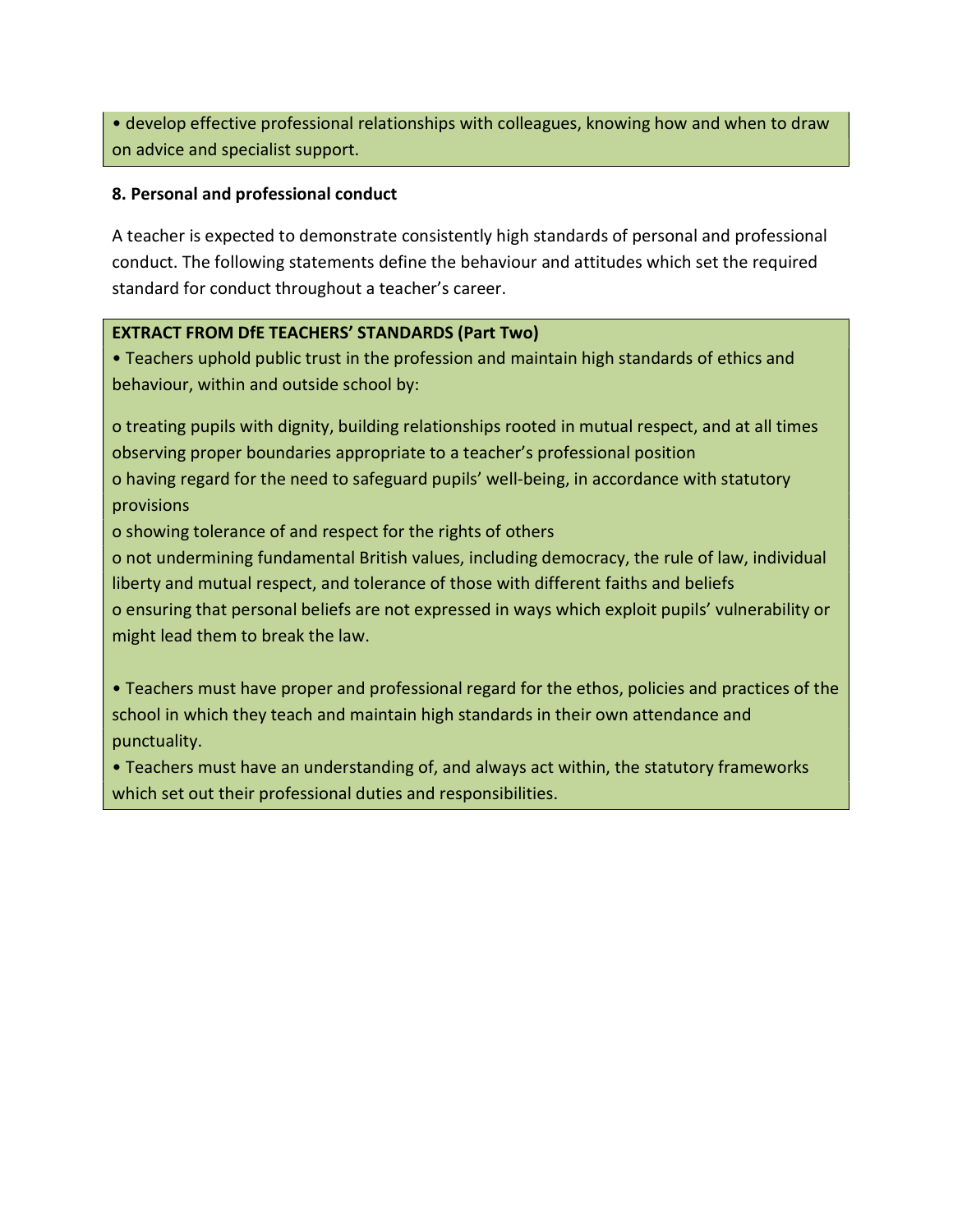- develop effective professional relationships with colleagues, knowing how and when to draw on advice and specialist support.

**8. Personal and professional conduct**

A teacher is expected to demonstrate consistently high standards of personal and professional conduct. The following statements define the behaviour and attitudes which set the required standard for conduct throughout a teacher's career.

**EXTRACT FROM DfE TEACHERS' STANDARDS (Part Two)**

- Teachers uphold public trust in the profession and maintain high standards of ethics and behaviour, within and outside school by:
  - treating pupils with dignity, building relationships rooted in mutual respect, and at all times observing proper boundaries appropriate to a teacher's professional position
  - having regard for the need to safeguard pupils' well-being, in accordance with statutory provisions
  - showing tolerance of and respect for the rights of others
  - not undermining fundamental British values, including democracy, the rule of law, individual liberty and mutual respect, and tolerance of those with different faiths and beliefs
  - ensuring that personal beliefs are not expressed in ways which exploit pupils' vulnerability or might lead them to break the law.
- Teachers must have proper and professional regard for the ethos, policies and practices of the school in which they teach and maintain high standards in their own attendance and punctuality.
- Teachers must have an understanding of, and always act within, the statutory frameworks which set out their professional duties and responsibilities.